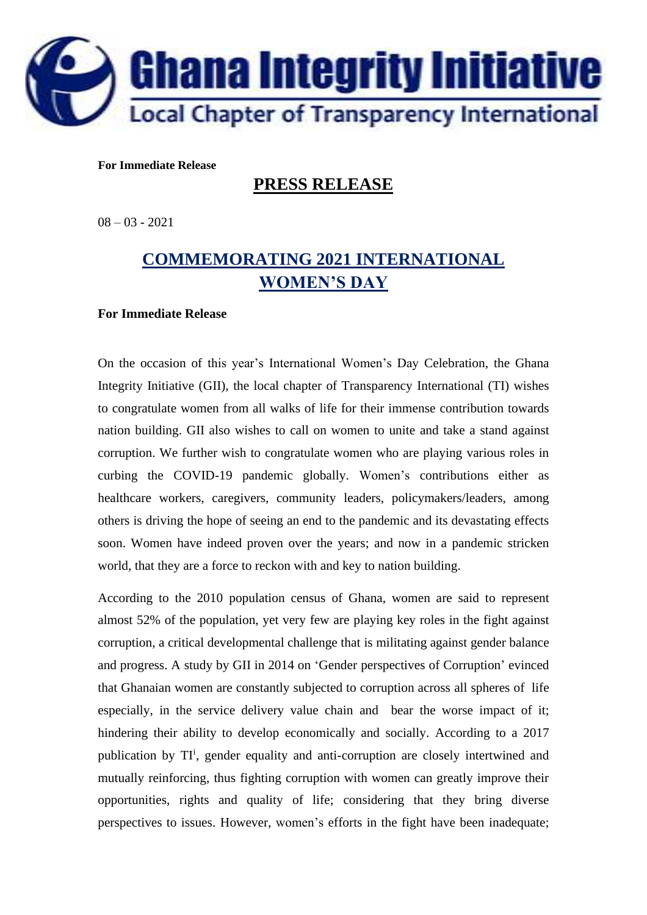Ghana Integrity Initiative

Local Chapter of Transparency International

**For Immediate Release**

## PRESS RELEASE

08 – 03 - 2021

# COMMEMORATING 2021 INTERNATIONAL WOMEN'S DAY

**For Immediate Release**

On the occasion of this year's International Women's Day Celebration, the Ghana Integrity Initiative (GII), the local chapter of Transparency International (TI) wishes to congratulate women from all walks of life for their immense contribution towards nation building. GII also wishes to call on women to unite and take a stand against corruption. We further wish to congratulate women who are playing various roles in curbing the COVID-19 pandemic globally. Women's contributions either as healthcare workers, caregivers, community leaders, policymakers/leaders, among others is driving the hope of seeing an end to the pandemic and its devastating effects soon. Women have indeed proven over the years; and now in a pandemic stricken world, that they are a force to reckon with and key to nation building.

According to the 2010 population census of Ghana, women are said to represent almost 52% of the population, yet very few are playing key roles in the fight against corruption, a critical developmental challenge that is militating against gender balance and progress. A study by GII in 2014 on 'Gender perspectives of Corruption' evinced that Ghanaian women are constantly subjected to corruption across all spheres of life especially, in the service delivery value chain and bear the worse impact of it; hindering their ability to develop economically and socially. According to a 2017 publication by TI[i], gender equality and anti-corruption are closely intertwined and mutually reinforcing, thus fighting corruption with women can greatly improve their opportunities, rights and quality of life; considering that they bring diverse perspectives to issues. However, women's efforts in the fight have been inadequate;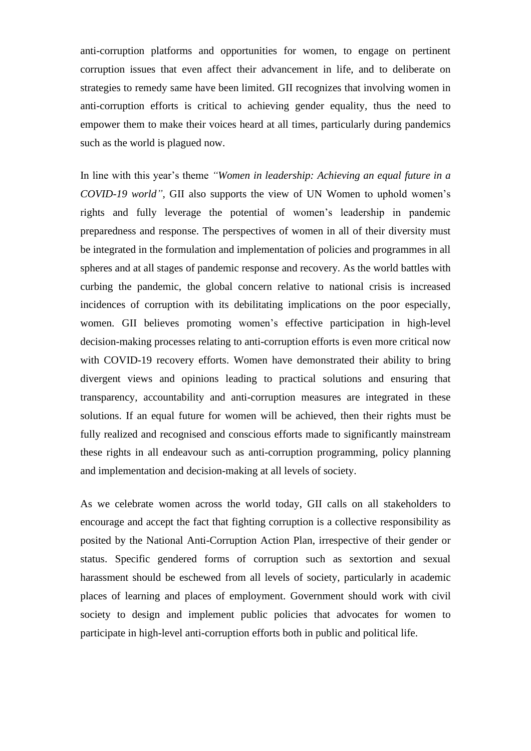anti-corruption platforms and opportunities for women, to engage on pertinent corruption issues that even affect their advancement in life, and to deliberate on strategies to remedy same have been limited. GII recognizes that involving women in anti-corruption efforts is critical to achieving gender equality, thus the need to empower them to make their voices heard at all times, particularly during pandemics such as the world is plagued now.

In line with this year's theme *"Women in leadership: Achieving an equal future in a COVID-19 world"*, GII also supports the view of UN Women to uphold women's rights and fully leverage the potential of women's leadership in pandemic preparedness and response. The perspectives of women in all of their diversity must be integrated in the formulation and implementation of policies and programmes in all spheres and at all stages of pandemic response and recovery. As the world battles with curbing the pandemic, the global concern relative to national crisis is increased incidences of corruption with its debilitating implications on the poor especially, women. GII believes promoting women's effective participation in high-level decision-making processes relating to anti-corruption efforts is even more critical now with COVID-19 recovery efforts. Women have demonstrated their ability to bring divergent views and opinions leading to practical solutions and ensuring that transparency, accountability and anti-corruption measures are integrated in these solutions. If an equal future for women will be achieved, then their rights must be fully realized and recognised and conscious efforts made to significantly mainstream these rights in all endeavour such as anti-corruption programming, policy planning and implementation and decision-making at all levels of society.

As we celebrate women across the world today, GII calls on all stakeholders to encourage and accept the fact that fighting corruption is a collective responsibility as posited by the National Anti-Corruption Action Plan, irrespective of their gender or status. Specific gendered forms of corruption such as sextortion and sexual harassment should be eschewed from all levels of society, particularly in academic places of learning and places of employment. Government should work with civil society to design and implement public policies that advocates for women to participate in high-level anti-corruption efforts both in public and political life.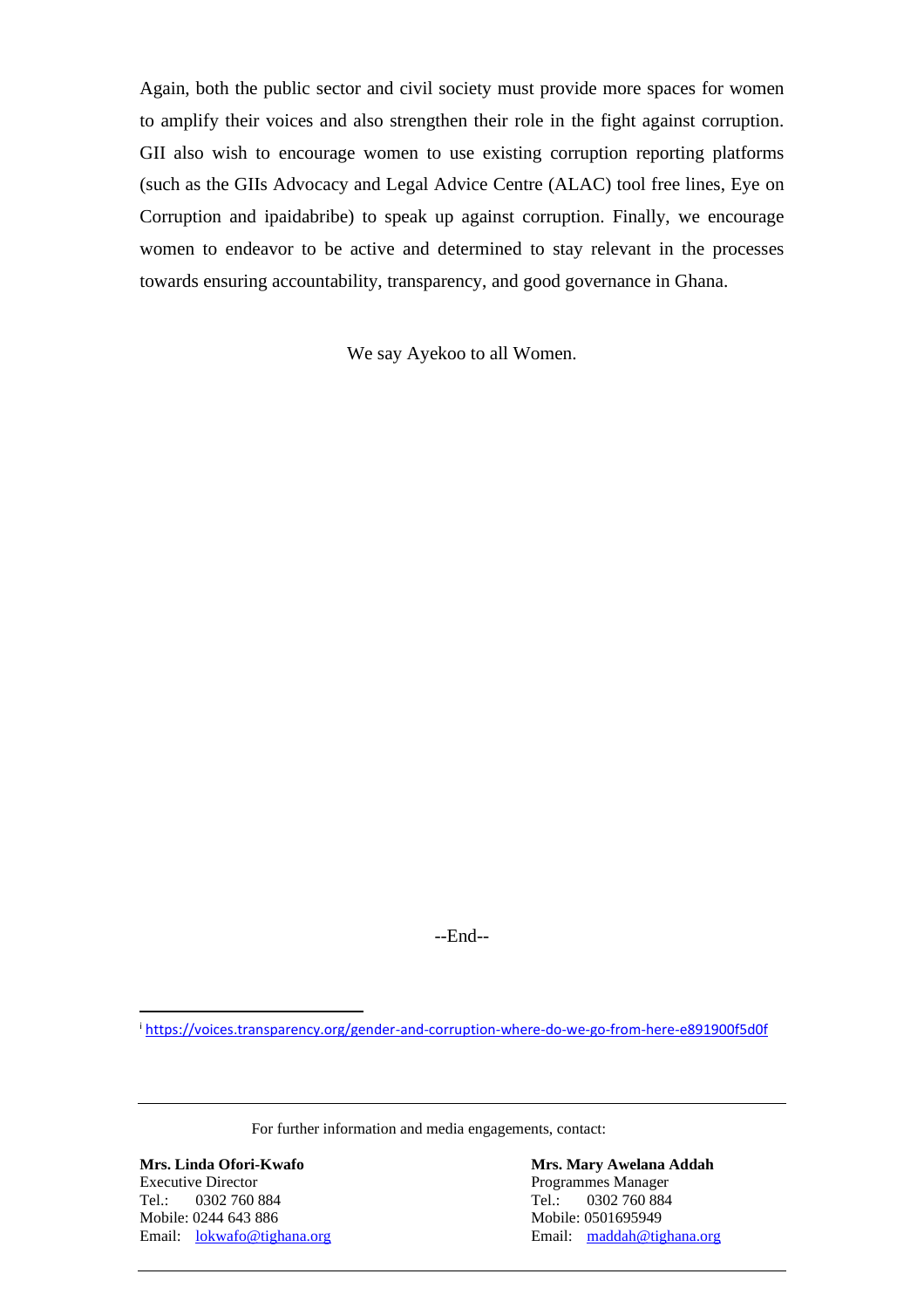Again, both the public sector and civil society must provide more spaces for women to amplify their voices and also strengthen their role in the fight against corruption. GII also wish to encourage women to use existing corruption reporting platforms (such as the GIIs Advocacy and Legal Advice Centre (ALAC) tool free lines, Eye on Corruption and ipaidabribe) to speak up against corruption. Finally, we encourage women to endeavor to be active and determined to stay relevant in the processes towards ensuring accountability, transparency, and good governance in Ghana.

We say Ayekoo to all Women.

--End--

[i] https://voices.transparency.org/gender-and-corruption-where-do-we-go-from-here-e891900f5d0f

---

For further information and media engagements, contact:

**Mrs. Linda Ofori-Kwafo**
Executive Director
Tel.: 0302 760 884
Mobile: 0244 643 886
Email: lokwafo@tighana.org

**Mrs. Mary Awelana Addah**
Programmes Manager
Tel.: 0302 760 884
Mobile: 0501695949
Email: maddah@tighana.org